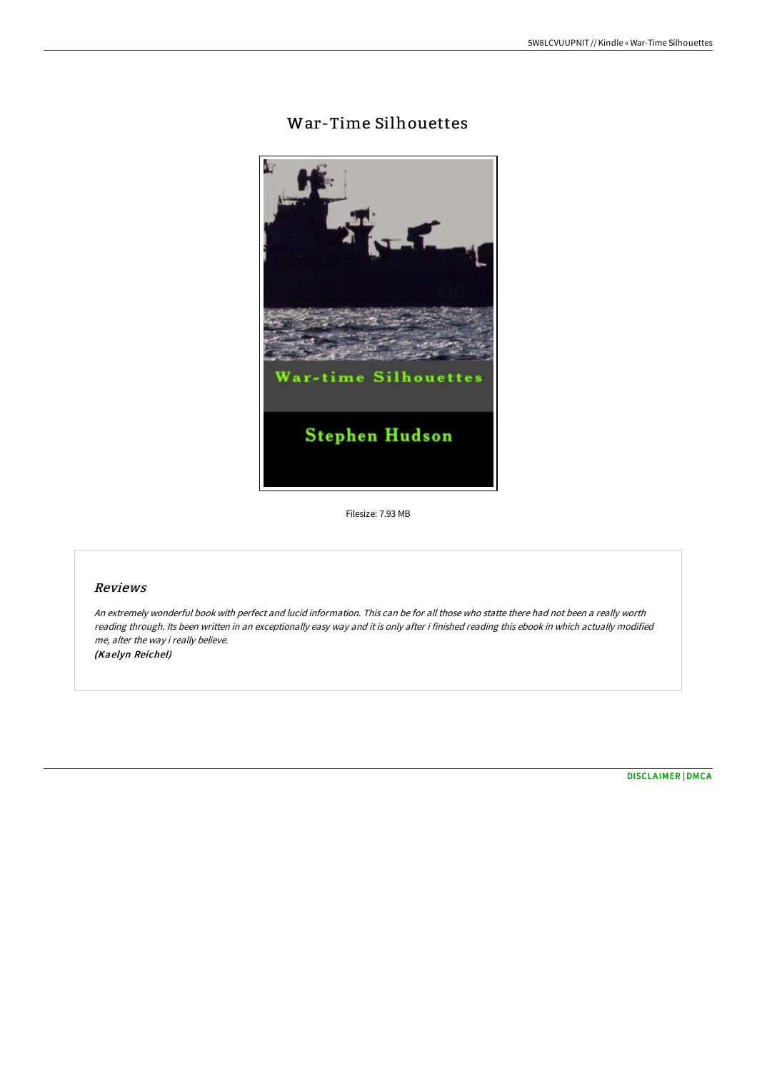# War-Time Silhouettes

Filesize: 7.93 MB

## Reviews

*An extremely wonderful book with perfect and lucid information. This can be for all those who statte there had not been a really worth reading through. Its been written in an exceptionally easy way and it is only after i finished reading this ebook in which actually modified me, alter the way i really believe.*

***(Kaelyn Reichel)***

DISCLAIMER | DMCA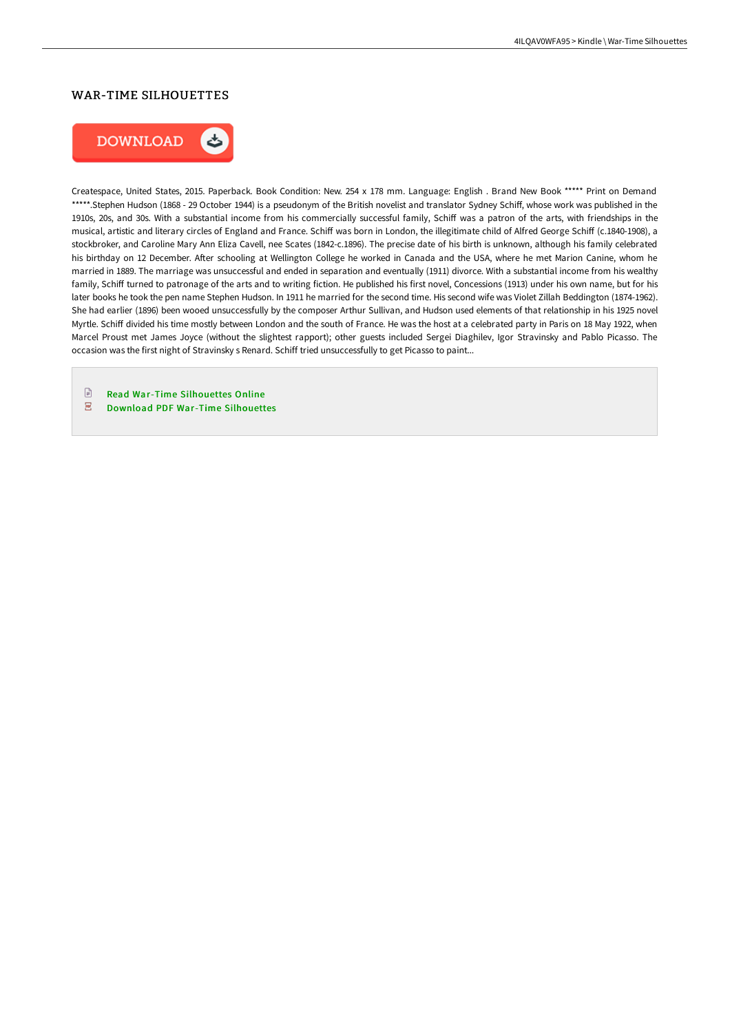## WAR-TIME SILHOUETTES

DOWNLOAD

Createspace, United States, 2015. Paperback. Book Condition: New. 254 x 178 mm. Language: English . Brand New Book ***** Print on Demand *****.Stephen Hudson (1868 - 29 October 1944) is a pseudonym of the British novelist and translator Sydney Schiff, whose work was published in the 1910s, 20s, and 30s. With a substantial income from his commercially successful family, Schiff was a patron of the arts, with friendships in the musical, artistic and literary circles of England and France. Schiff was born in London, the illegitimate child of Alfred George Schiff (c.1840-1908), a stockbroker, and Caroline Mary Ann Eliza Cavell, nee Scates (1842-c.1896). The precise date of his birth is unknown, although his family celebrated his birthday on 12 December. After schooling at Wellington College he worked in Canada and the USA, where he met Marion Canine, whom he married in 1889. The marriage was unsuccessful and ended in separation and eventually (1911) divorce. With a substantial income from his wealthy family, Schiff turned to patronage of the arts and to writing fiction. He published his first novel, Concessions (1913) under his own name, but for his later books he took the pen name Stephen Hudson. In 1911 he married for the second time. His second wife was Violet Zillah Beddington (1874-1962). She had earlier (1896) been wooed unsuccessfully by the composer Arthur Sullivan, and Hudson used elements of that relationship in his 1925 novel Myrtle. Schiff divided his time mostly between London and the south of France. He was the host at a celebrated party in Paris on 18 May 1922, when Marcel Proust met James Joyce (without the slightest rapport); other guests included Sergei Diaghilev, Igor Stravinsky and Pablo Picasso. The occasion was the first night of Stravinsky s Renard. Schiff tried unsuccessfully to get Picasso to paint...

- Read War-Time Silhouettes Online
- Download PDF War-Time Silhouettes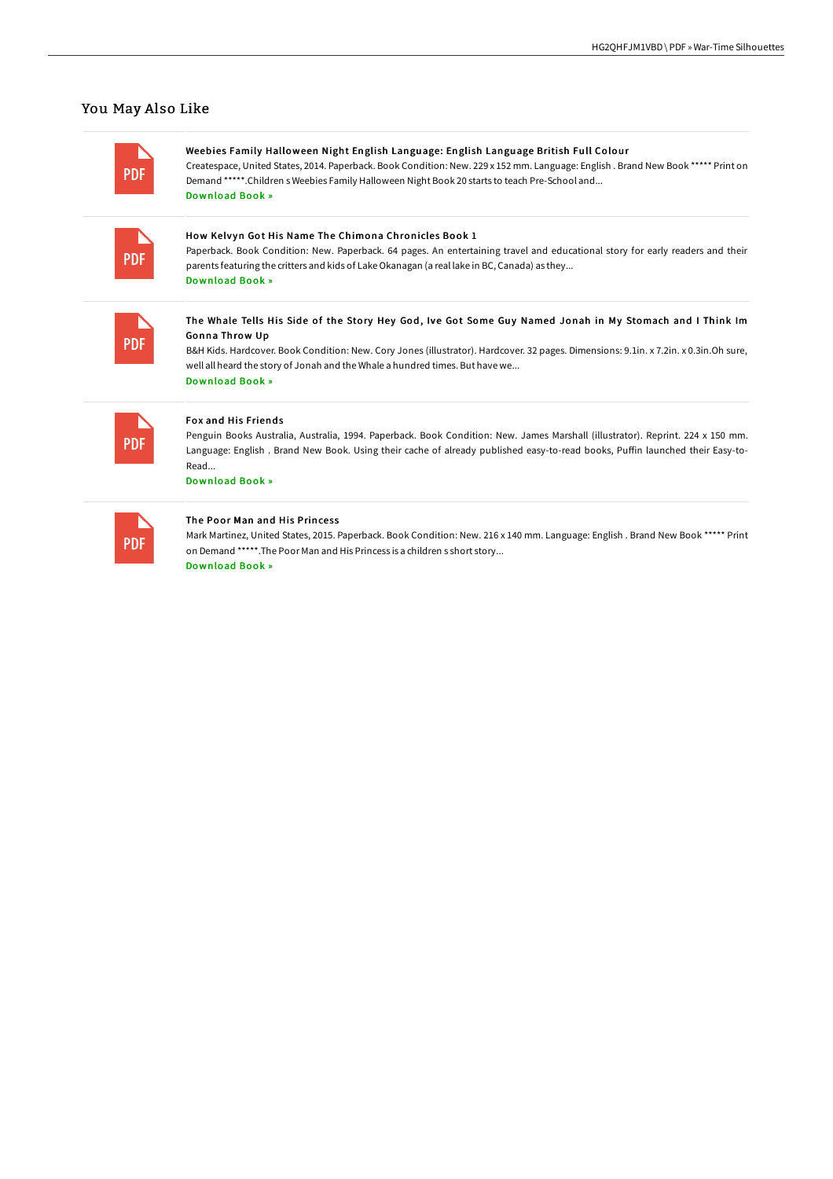## You May Also Like

**Weebies Family Halloween Night English Language: English Language British Full Colour**

Createspace, United States, 2014. Paperback. Book Condition: New. 229 x 152 mm. Language: English . Brand New Book ***** Print on Demand *****.Children s Weebies Family Halloween Night Book 20 starts to teach Pre-School and...

Download Book »

**How Kelvyn Got His Name The Chimona Chronicles Book 1**

Paperback. Book Condition: New. Paperback. 64 pages. An entertaining travel and educational story for early readers and their parents featuring the critters and kids of Lake Okanagan (a real lake in BC, Canada) as they...

Download Book »

**The Whale Tells His Side of the Story Hey God, Ive Got Some Guy Named Jonah in My Stomach and I Think Im Gonna Throw Up**

B&H Kids. Hardcover. Book Condition: New. Cory Jones (illustrator). Hardcover. 32 pages. Dimensions: 9.1in. x 7.2in. x 0.3in.Oh sure, well all heard the story of Jonah and the Whale a hundred times. But have we...

Download Book »

**Fox and His Friends**

Penguin Books Australia, Australia, 1994. Paperback. Book Condition: New. James Marshall (illustrator). Reprint. 224 x 150 mm. Language: English . Brand New Book. Using their cache of already published easy-to-read books, Puffin launched their Easy-to-Read...

Download Book »

**The Poor Man and His Princess**

Mark Martinez, United States, 2015. Paperback. Book Condition: New. 216 x 140 mm. Language: English . Brand New Book ***** Print on Demand *****.The Poor Man and His Princess is a children s short story...

Download Book »